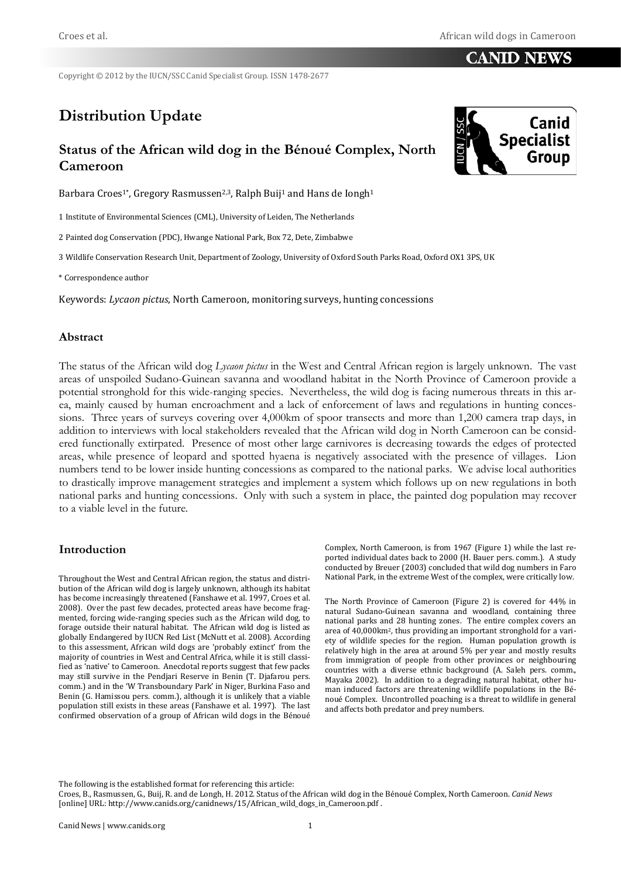Copyright © 2012 by the IUCN/SSC Canid Specialist Group. ISSN 1478-2677

# Distribution Update

## Status of the African wild dog in the Bénoué Complex, North Cameroon

Barbara Croes[1*], Gregory Rasmussen[2,3], Ralph Buij[1] and Hans de Iongh[1]

1 Institute of Environmental Sciences (CML), University of Leiden, The Netherlands

2 Painted dog Conservation (PDC), Hwange National Park, Box 72, Dete, Zimbabwe

3 Wildlife Conservation Research Unit, Department of Zoology, University of Oxford South Parks Road, Oxford OX1 3PS, UK

\* Correspondence author

Keywords: *Lycaon pictus*, North Cameroon, monitoring surveys, hunting concessions

### Abstract

The status of the African wild dog *Lycaon pictus* in the West and Central African region is largely unknown. The vast areas of unspoiled Sudano-Guinean savanna and woodland habitat in the North Province of Cameroon provide a potential stronghold for this wide-ranging species. Nevertheless, the wild dog is facing numerous threats in this area, mainly caused by human encroachment and a lack of enforcement of laws and regulations in hunting concessions. Three years of surveys covering over 4,000km of spoor transects and more than 1,200 camera trap days, in addition to interviews with local stakeholders revealed that the African wild dog in North Cameroon can be considered functionally extirpated. Presence of most other large carnivores is decreasing towards the edges of protected areas, while presence of leopard and spotted hyaena is negatively associated with the presence of villages. Lion numbers tend to be lower inside hunting concessions as compared to the national parks. We advise local authorities to drastically improve management strategies and implement a system which follows up on new regulations in both national parks and hunting concessions. Only with such a system in place, the painted dog population may recover to a viable level in the future.

### Introduction

Throughout the West and Central African region, the status and distribution of the African wild dog is largely unknown, although its habitat has become increasingly threatened (Fanshawe et al. 1997, Croes et al. 2008). Over the past few decades, protected areas have become fragmented, forcing wide-ranging species such as the African wild dog, to forage outside their natural habitat. The African wild dog is listed as globally Endangered by IUCN Red List (McNutt et al. 2008). According to this assessment, African wild dogs are 'probably extinct' from the majority of countries in West and Central Africa, while it is still classified as 'native' to Cameroon. Anecdotal reports suggest that few packs may still survive in the Pendjari Reserve in Benin (T. Djafarou pers. comm.) and in the 'W Transboundary Park' in Niger, Burkina Faso and Benin (G. Hamissou pers. comm.), although it is unlikely that a viable population still exists in these areas (Fanshawe et al. 1997). The last confirmed observation of a group of African wild dogs in the Bénoué Complex, North Cameroon, is from 1967 (Figure 1) while the last reported individual dates back to 2000 (H. Bauer pers. comm.). A study conducted by Breuer (2003) concluded that wild dog numbers in Faro National Park, in the extreme West of the complex, were critically low.

The North Province of Cameroon (Figure 2) is covered for 44% in natural Sudano-Guinean savanna and woodland, containing three national parks and 28 hunting zones. The entire complex covers an area of 40,000km$^2$, thus providing an important stronghold for a variety of wildlife species for the region. Human population growth is relatively high in the area at around 5% per year and mostly results from immigration of people from other provinces or neighbouring countries with a diverse ethnic background (A. Saleh pers. comm., Mayaka 2002). In addition to a degrading natural habitat, other human induced factors are threatening wildlife populations in the Bénoué Complex. Uncontrolled poaching is a threat to wildlife in general and affects both predator and prey numbers.

The following is the established format for referencing this article:
Croes, B., Rasmussen, G., Buij, R. and de Longh, H. 2012. Status of the African wild dog in the Bénoué Complex, North Cameroon. *Canid News* [online] URL: http://www.canids.org/canidnews/15/African_wild_dogs_in_Cameroon.pdf .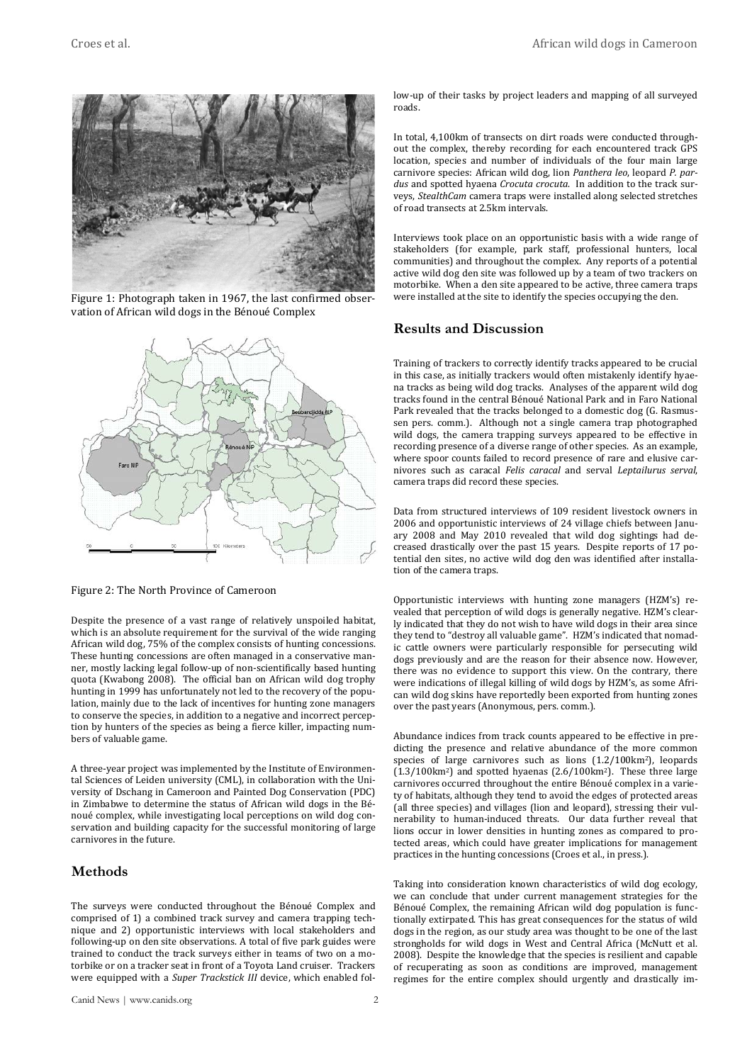Figure 1: Photograph taken in 1967, the last confirmed observation of African wild dogs in the Bénoué Complex

Figure 2: The North Province of Cameroon

Despite the presence of a vast range of relatively unspoiled habitat, which is an absolute requirement for the survival of the wide ranging African wild dog, 75% of the complex consists of hunting concessions. These hunting concessions are often managed in a conservative manner, mostly lacking legal follow-up of non-scientifically based hunting quota (Kwabong 2008). The official ban on African wild dog trophy hunting in 1999 has unfortunately not led to the recovery of the population, mainly due to the lack of incentives for hunting zone managers to conserve the species, in addition to a negative and incorrect perception by hunters of the species as being a fierce killer, impacting numbers of valuable game.

A three-year project was implemented by the Institute of Environmental Sciences of Leiden university (CML), in collaboration with the University of Dschang in Cameroon and Painted Dog Conservation (PDC) in Zimbabwe to determine the status of African wild dogs in the Bénoué complex, while investigating local perceptions on wild dog conservation and building capacity for the successful monitoring of large carnivores in the future.

## Methods

The surveys were conducted throughout the Bénoué Complex and comprised of 1) a combined track survey and camera trapping technique and 2) opportunistic interviews with local stakeholders and following-up on den site observations. A total of five park guides were trained to conduct the track surveys either in teams of two on a motorbike or on a tracker seat in front of a Toyota Land cruiser. Trackers were equipped with a *Super Trackstick III* device, which enabled follow-up of their tasks by project leaders and mapping of all surveyed roads.

In total, 4,100km of transects on dirt roads were conducted throughout the complex, thereby recording for each encountered track GPS location, species and number of individuals of the four main large carnivore species: African wild dog, lion *Panthera leo*, leopard *P. pardus* and spotted hyaena *Crocuta crocuta*. In addition to the track surveys, *StealthCam* camera traps were installed along selected stretches of road transects at 2.5km intervals.

Interviews took place on an opportunistic basis with a wide range of stakeholders (for example, park staff, professional hunters, local communities) and throughout the complex. Any reports of a potential active wild dog den site was followed up by a team of two trackers on motorbike. When a den site appeared to be active, three camera traps were installed at the site to identify the species occupying the den.

## Results and Discussion

Training of trackers to correctly identify tracks appeared to be crucial in this case, as initially trackers would often mistakenly identify hyaena tracks as being wild dog tracks. Analyses of the apparent wild dog tracks found in the central Bénoué National Park and in Faro National Park revealed that the tracks belonged to a domestic dog (G. Rasmussen pers. comm.). Although not a single camera trap photographed wild dogs, the camera trapping surveys appeared to be effective in recording presence of a diverse range of other species. As an example, where spoor counts failed to record presence of rare and elusive carnivores such as caracal *Felis caracal* and serval *Leptailurus serval*, camera traps did record these species.

Data from structured interviews of 109 resident livestock owners in 2006 and opportunistic interviews of 24 village chiefs between January 2008 and May 2010 revealed that wild dog sightings had decreased drastically over the past 15 years. Despite reports of 17 potential den sites, no active wild dog den was identified after installation of the camera traps.

Opportunistic interviews with hunting zone managers (HZM's) revealed that perception of wild dogs is generally negative. HZM's clearly indicated that they do not wish to have wild dogs in their area since they tend to "destroy all valuable game". HZM's indicated that nomadic cattle owners were particularly responsible for persecuting wild dogs previously and are the reason for their absence now. However, there was no evidence to support this view. On the contrary, there were indications of illegal killing of wild dogs by HZM's, as some African wild dog skins have reportedly been exported from hunting zones over the past years (Anonymous, pers. comm.).

Abundance indices from track counts appeared to be effective in predicting the presence and relative abundance of the more common species of large carnivores such as lions (1.2/100km$^2$), leopards (1.3/100km$^2$) and spotted hyaenas (2.6/100km$^2$). These three large carnivores occurred throughout the entire Bénoué complex in a variety of habitats, although they tend to avoid the edges of protected areas (all three species) and villages (lion and leopard), stressing their vulnerability to human-induced threats. Our data further reveal that lions occur in lower densities in hunting zones as compared to protected areas, which could have greater implications for management practices in the hunting concessions (Croes et al., in press.).

Taking into consideration known characteristics of wild dog ecology, we can conclude that under current management strategies for the Bénoué Complex, the remaining African wild dog population is functionally extirpated. This has great consequences for the status of wild dogs in the region, as our study area was thought to be one of the last strongholds for wild dogs in West and Central Africa (McNutt et al. 2008). Despite the knowledge that the species is resilient and capable of recuperating as soon as conditions are improved, management regimes for the entire complex should urgently and drastically im-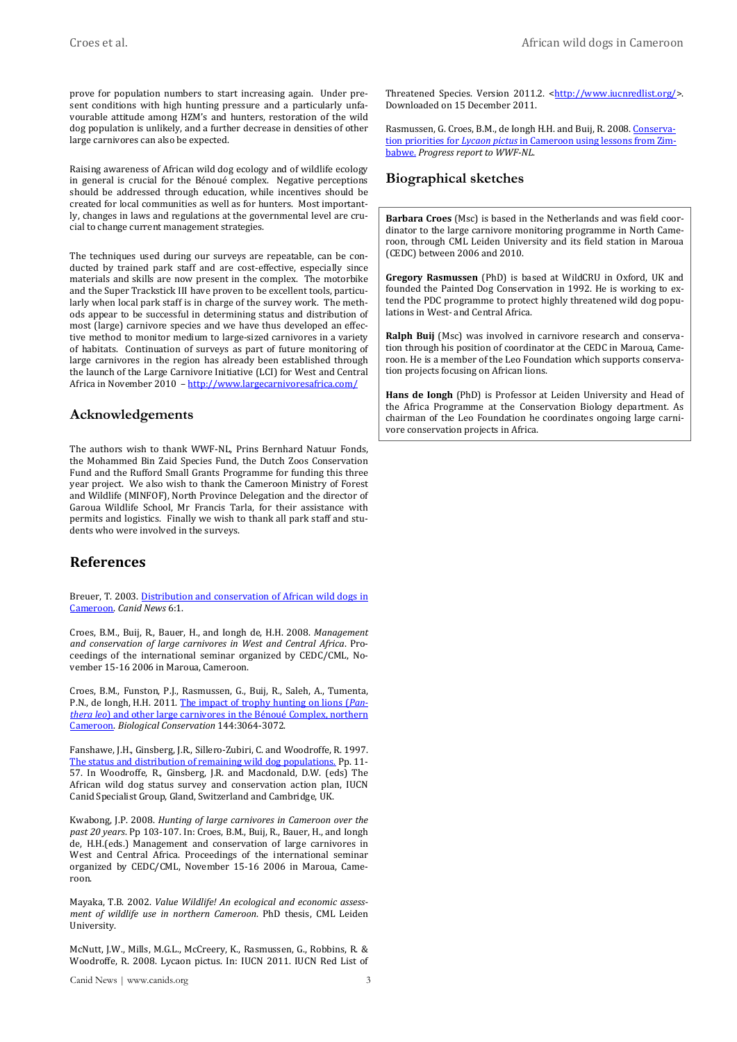prove for population numbers to start increasing again. Under present conditions with high hunting pressure and a particularly unfavourable attitude among HZM's and hunters, restoration of the wild dog population is unlikely, and a further decrease in densities of other large carnivores can also be expected.

Raising awareness of African wild dog ecology and of wildlife ecology in general is crucial for the Bénoué complex. Negative perceptions should be addressed through education, while incentives should be created for local communities as well as for hunters. Most importantly, changes in laws and regulations at the governmental level are crucial to change current management strategies.

The techniques used during our surveys are repeatable, can be conducted by trained park staff and are cost-effective, especially since materials and skills are now present in the complex. The motorbike and the Super Trackstick III have proven to be excellent tools, particularly when local park staff is in charge of the survey work. The methods appear to be successful in determining status and distribution of most (large) carnivore species and we have thus developed an effective method to monitor medium to large-sized carnivores in a variety of habitats. Continuation of surveys as part of future monitoring of large carnivores in the region has already been established through the launch of the Large Carnivore Initiative (LCI) for West and Central Africa in November 2010 – http://www.largecarnivoresafrica.com/

## Acknowledgements

The authors wish to thank WWF-NL, Prins Bernhard Natuur Fonds, the Mohammed Bin Zaid Species Fund, the Dutch Zoos Conservation Fund and the Rufford Small Grants Programme for funding this three year project. We also wish to thank the Cameroon Ministry of Forest and Wildlife (MINFOF), North Province Delegation and the director of Garoua Wildlife School, Mr Francis Tarla, for their assistance with permits and logistics. Finally we wish to thank all park staff and students who were involved in the surveys.

## References

Breuer, T. 2003. Distribution and conservation of African wild dogs in Cameroon. *Canid News* 6:1.

Croes, B.M., Buij, R., Bauer, H., and Iongh de, H.H. 2008. *Management and conservation of large carnivores in West and Central Africa*. Proceedings of the international seminar organized by CEDC/CML, November 15-16 2006 in Maroua, Cameroon.

Croes, B.M., Funston, P.J., Rasmussen, G., Buij, R., Saleh, A., Tumenta, P.N., de Iongh, H.H. 2011. The impact of trophy hunting on lions (*Panthera leo*) and other large carnivores in the Bénoué Complex, northern Cameroon. *Biological Conservation* 144:3064-3072.

Fanshawe, J.H., Ginsberg, J.R., Sillero-Zubiri, C. and Woodroffe, R. 1997. The status and distribution of remaining wild dog populations. Pp. 11-57. In Woodroffe, R., Ginsberg, J.R. and Macdonald, D.W. (eds) The African wild dog status survey and conservation action plan, IUCN Canid Specialist Group, Gland, Switzerland and Cambridge, UK.

Kwabong, J.P. 2008. *Hunting of large carnivores in Cameroon over the past 20 years*. Pp 103-107. In: Croes, B.M., Buij, R., Bauer, H., and Iongh de, H.H.(eds.) Management and conservation of large carnivores in West and Central Africa. Proceedings of the international seminar organized by CEDC/CML, November 15-16 2006 in Maroua, Cameroon.

Mayaka, T.B. 2002. *Value Wildlife! An ecological and economic assessment of wildlife use in northern Cameroon*. PhD thesis, CML Leiden University.

McNutt, J.W., Mills, M.G.L., McCreery, K., Rasmussen, G., Robbins, R. & Woodroffe, R. 2008. Lycaon pictus. In: IUCN 2011. IUCN Red List of Threatened Species. Version 2011.2. <http://www.iucnredlist.org/>. Downloaded on 15 December 2011.

Rasmussen, G. Croes, B.M., de Iongh H.H. and Buij, R. 2008. Conservation priorities for *Lycaon pictus* in Cameroon using lessons from Zimbabwe. *Progress report to WWF-NL*.

## Biographical sketches

**Barbara Croes** (Msc) is based in the Netherlands and was field coordinator to the large carnivore monitoring programme in North Cameroon, through CML Leiden University and its field station in Maroua (CEDC) between 2006 and 2010.

**Gregory Rasmussen** (PhD) is based at WildCRU in Oxford, UK and founded the Painted Dog Conservation in 1992. He is working to extend the PDC programme to protect highly threatened wild dog populations in West- and Central Africa.

**Ralph Buij** (Msc) was involved in carnivore research and conservation through his position of coordinator at the CEDC in Maroua, Cameroon. He is a member of the Leo Foundation which supports conservation projects focusing on African lions.

**Hans de Iongh** (PhD) is Professor at Leiden University and Head of the Africa Programme at the Conservation Biology department. As chairman of the Leo Foundation he coordinates ongoing large carnivore conservation projects in Africa.